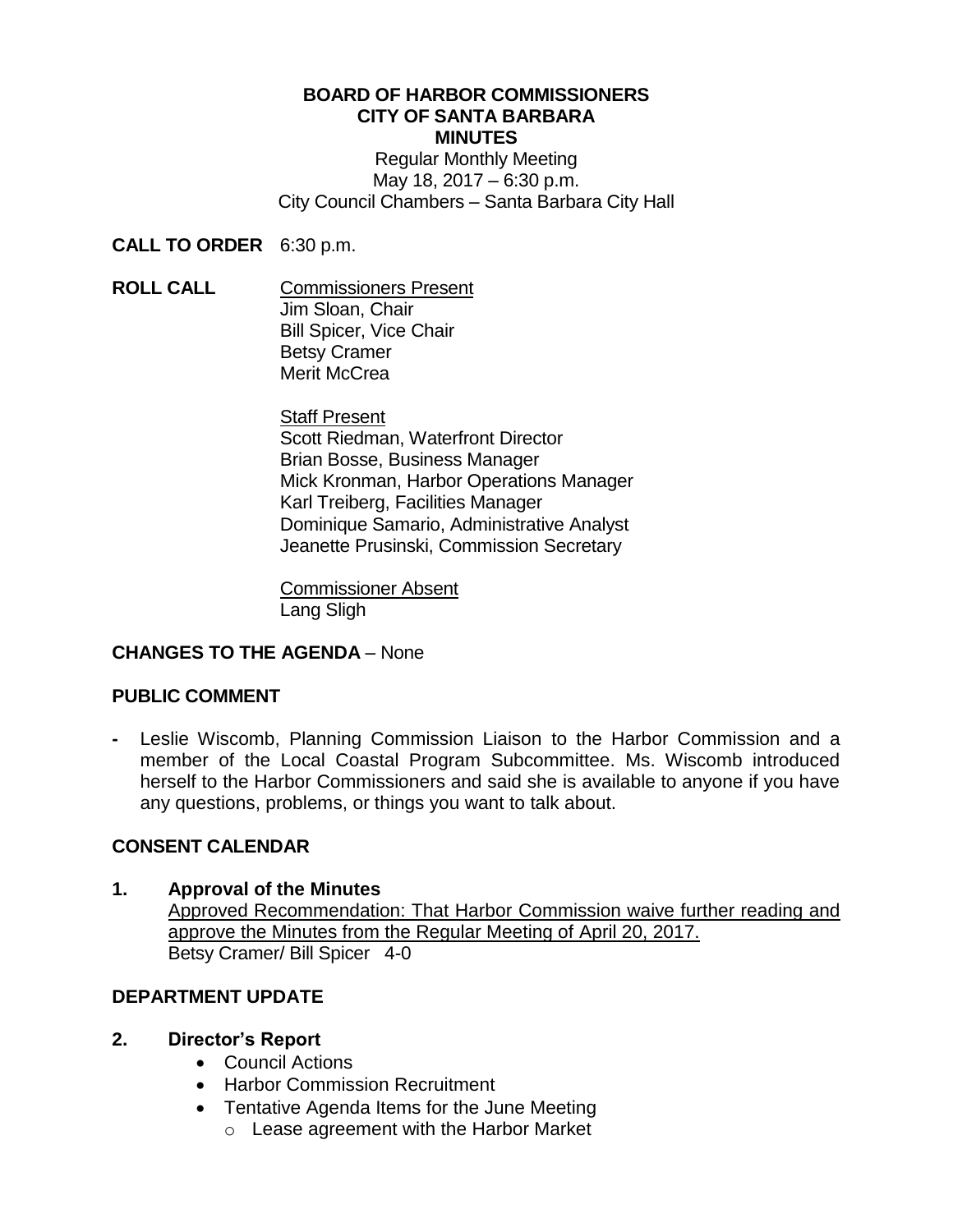# BOARD OF HARBOR COMMISSIONERS
# CITY OF SANTA BARBARA
# MINUTES

Regular Monthly Meeting
May 18, 2017 – 6:30 p.m.
City Council Chambers – Santa Barbara City Hall

**CALL TO ORDER** 6:30 p.m.

**ROLL CALL**

Commissioners Present
Jim Sloan, Chair
Bill Spicer, Vice Chair
Betsy Cramer
Merit McCrea

Staff Present
Scott Riedman, Waterfront Director
Brian Bosse, Business Manager
Mick Kronman, Harbor Operations Manager
Karl Treiberg, Facilities Manager
Dominique Samario, Administrative Analyst
Jeanette Prusinski, Commission Secretary

Commissioner Absent
Lang Sligh

## CHANGES TO THE AGENDA – None

## PUBLIC COMMENT

- Leslie Wiscomb, Planning Commission Liaison to the Harbor Commission and a member of the Local Coastal Program Subcommittee. Ms. Wiscomb introduced herself to the Harbor Commissioners and said she is available to anyone if you have any questions, problems, or things you want to talk about.

## CONSENT CALENDAR

### 1. Approval of the Minutes

Approved Recommendation: That Harbor Commission waive further reading and approve the Minutes from the Regular Meeting of April 20, 2017.
Betsy Cramer/ Bill Spicer 4-0

## DEPARTMENT UPDATE

### 2. Director's Report

- Council Actions
- Harbor Commission Recruitment
- Tentative Agenda Items for the June Meeting
  - Lease agreement with the Harbor Market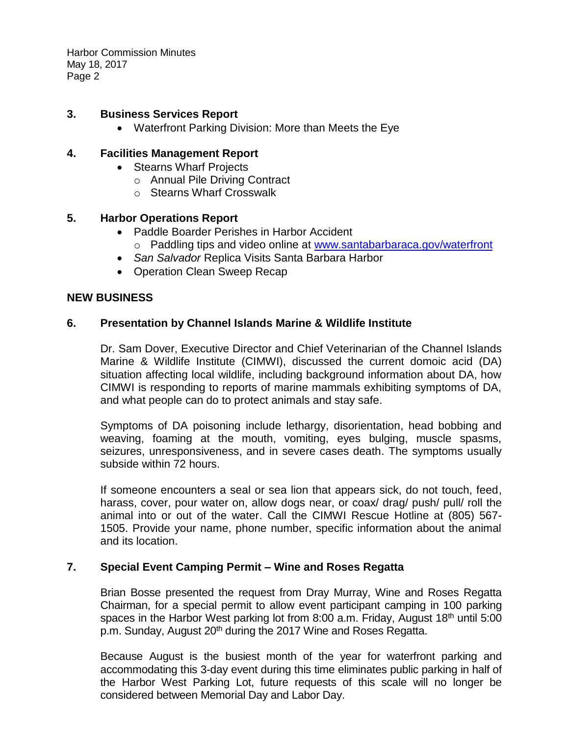### 3. Business Services Report

- Waterfront Parking Division: More than Meets the Eye

### 4. Facilities Management Report

- Stearns Wharf Projects
  - Annual Pile Driving Contract
  - Stearns Wharf Crosswalk

### 5. Harbor Operations Report

- Paddle Boarder Perishes in Harbor Accident
  - Paddling tips and video online at [www.santabarbaraca.gov/waterfront](http://www.santabarbaraca.gov/waterfront)
- *San Salvador* Replica Visits Santa Barbara Harbor
- Operation Clean Sweep Recap

## NEW BUSINESS

### 6. Presentation by Channel Islands Marine & Wildlife Institute

Dr. Sam Dover, Executive Director and Chief Veterinarian of the Channel Islands Marine & Wildlife Institute (CIMWI), discussed the current domoic acid (DA) situation affecting local wildlife, including background information about DA, how CIMWI is responding to reports of marine mammals exhibiting symptoms of DA, and what people can do to protect animals and stay safe.

Symptoms of DA poisoning include lethargy, disorientation, head bobbing and weaving, foaming at the mouth, vomiting, eyes bulging, muscle spasms, seizures, unresponsiveness, and in severe cases death. The symptoms usually subside within 72 hours.

If someone encounters a seal or sea lion that appears sick, do not touch, feed, harass, cover, pour water on, allow dogs near, or coax/ drag/ push/ pull/ roll the animal into or out of the water. Call the CIMWI Rescue Hotline at (805) 567-1505. Provide your name, phone number, specific information about the animal and its location.

### 7. Special Event Camping Permit – Wine and Roses Regatta

Brian Bosse presented the request from Dray Murray, Wine and Roses Regatta Chairman, for a special permit to allow event participant camping in 100 parking spaces in the Harbor West parking lot from 8:00 a.m. Friday, August 18th until 5:00 p.m. Sunday, August 20th during the 2017 Wine and Roses Regatta.

Because August is the busiest month of the year for waterfront parking and accommodating this 3-day event during this time eliminates public parking in half of the Harbor West Parking Lot, future requests of this scale will no longer be considered between Memorial Day and Labor Day.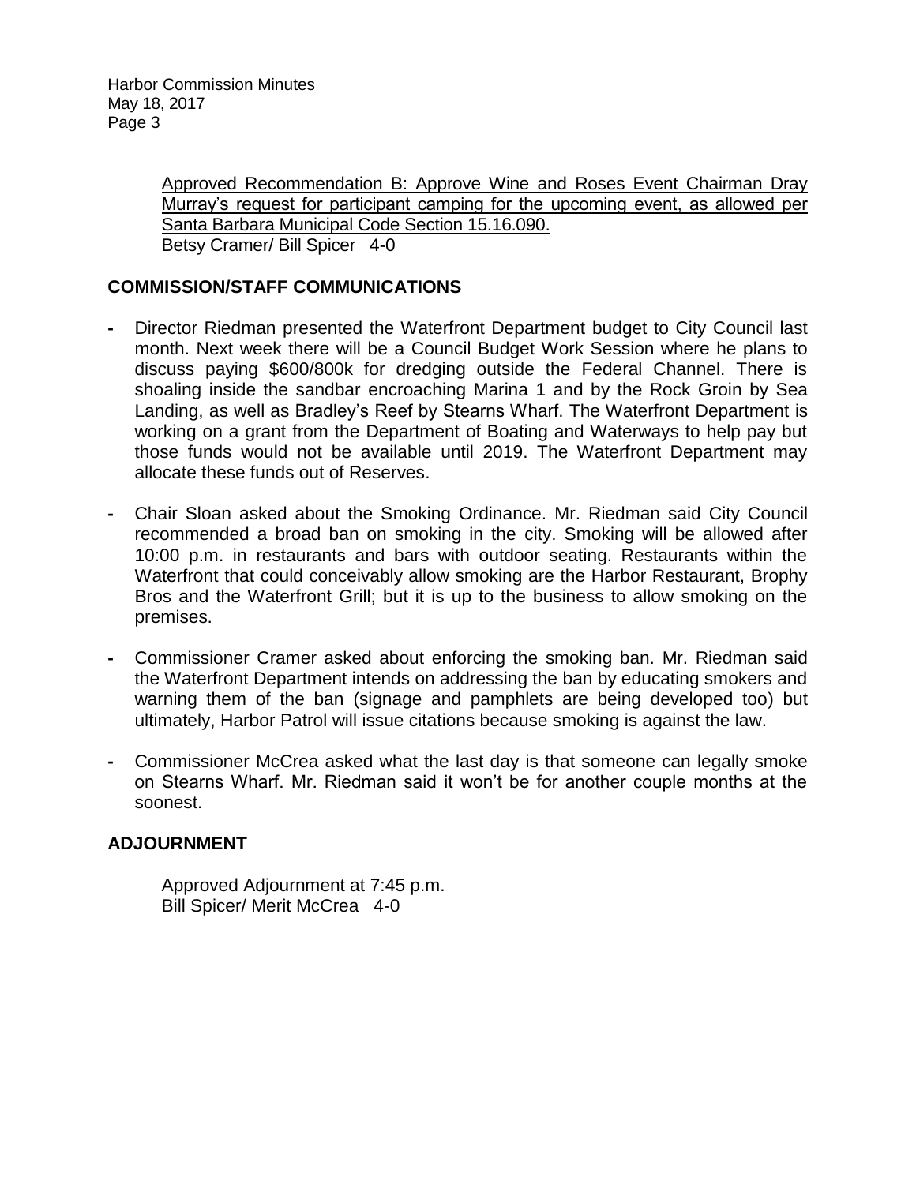Approved Recommendation B: Approve Wine and Roses Event Chairman Dray Murray's request for participant camping for the upcoming event, as allowed per Santa Barbara Municipal Code Section 15.16.090.
Betsy Cramer/ Bill Spicer 4-0

## COMMISSION/STAFF COMMUNICATIONS

- Director Riedman presented the Waterfront Department budget to City Council last month. Next week there will be a Council Budget Work Session where he plans to discuss paying $600/800k for dredging outside the Federal Channel. There is shoaling inside the sandbar encroaching Marina 1 and by the Rock Groin by Sea Landing, as well as Bradley's Reef by Stearns Wharf. The Waterfront Department is working on a grant from the Department of Boating and Waterways to help pay but those funds would not be available until 2019. The Waterfront Department may allocate these funds out of Reserves.
- Chair Sloan asked about the Smoking Ordinance. Mr. Riedman said City Council recommended a broad ban on smoking in the city. Smoking will be allowed after 10:00 p.m. in restaurants and bars with outdoor seating. Restaurants within the Waterfront that could conceivably allow smoking are the Harbor Restaurant, Brophy Bros and the Waterfront Grill; but it is up to the business to allow smoking on the premises.
- Commissioner Cramer asked about enforcing the smoking ban. Mr. Riedman said the Waterfront Department intends on addressing the ban by educating smokers and warning them of the ban (signage and pamphlets are being developed too) but ultimately, Harbor Patrol will issue citations because smoking is against the law.
- Commissioner McCrea asked what the last day is that someone can legally smoke on Stearns Wharf. Mr. Riedman said it won't be for another couple months at the soonest.

## ADJOURNMENT

Approved Adjournment at 7:45 p.m.
Bill Spicer/ Merit McCrea 4-0